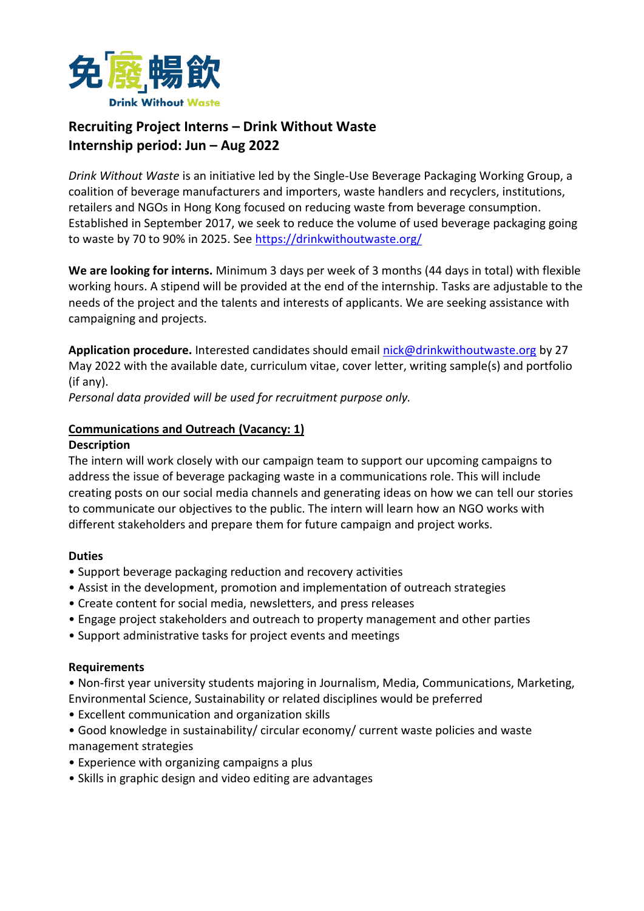免「廢」暢飲

Drink Without Waste

## Recruiting Project Interns – Drink Without Waste
## Internship period: Jun – Aug 2022

*Drink Without Waste* is an initiative led by the Single-Use Beverage Packaging Working Group, a coalition of beverage manufacturers and importers, waste handlers and recyclers, institutions, retailers and NGOs in Hong Kong focused on reducing waste from beverage consumption. Established in September 2017, we seek to reduce the volume of used beverage packaging going to waste by 70 to 90% in 2025. See https://drinkwithoutwaste.org/

**We are looking for interns.** Minimum 3 days per week of 3 months (44 days in total) with flexible working hours. A stipend will be provided at the end of the internship. Tasks are adjustable to the needs of the project and the talents and interests of applicants. We are seeking assistance with campaigning and projects.

**Application procedure.** Interested candidates should email nick@drinkwithoutwaste.org by 27 May 2022 with the available date, curriculum vitae, cover letter, writing sample(s) and portfolio (if any).
*Personal data provided will be used for recruitment purpose only.*

### Communications and Outreach (Vacancy: 1)

**Description**
The intern will work closely with our campaign team to support our upcoming campaigns to address the issue of beverage packaging waste in a communications role. This will include creating posts on our social media channels and generating ideas on how we can tell our stories to communicate our objectives to the public. The intern will learn how an NGO works with different stakeholders and prepare them for future campaign and project works.

**Duties**
- Support beverage packaging reduction and recovery activities
- Assist in the development, promotion and implementation of outreach strategies
- Create content for social media, newsletters, and press releases
- Engage project stakeholders and outreach to property management and other parties
- Support administrative tasks for project events and meetings

**Requirements**
- Non-first year university students majoring in Journalism, Media, Communications, Marketing, Environmental Science, Sustainability or related disciplines would be preferred
- Excellent communication and organization skills
- Good knowledge in sustainability/ circular economy/ current waste policies and waste management strategies
- Experience with organizing campaigns a plus
- Skills in graphic design and video editing are advantages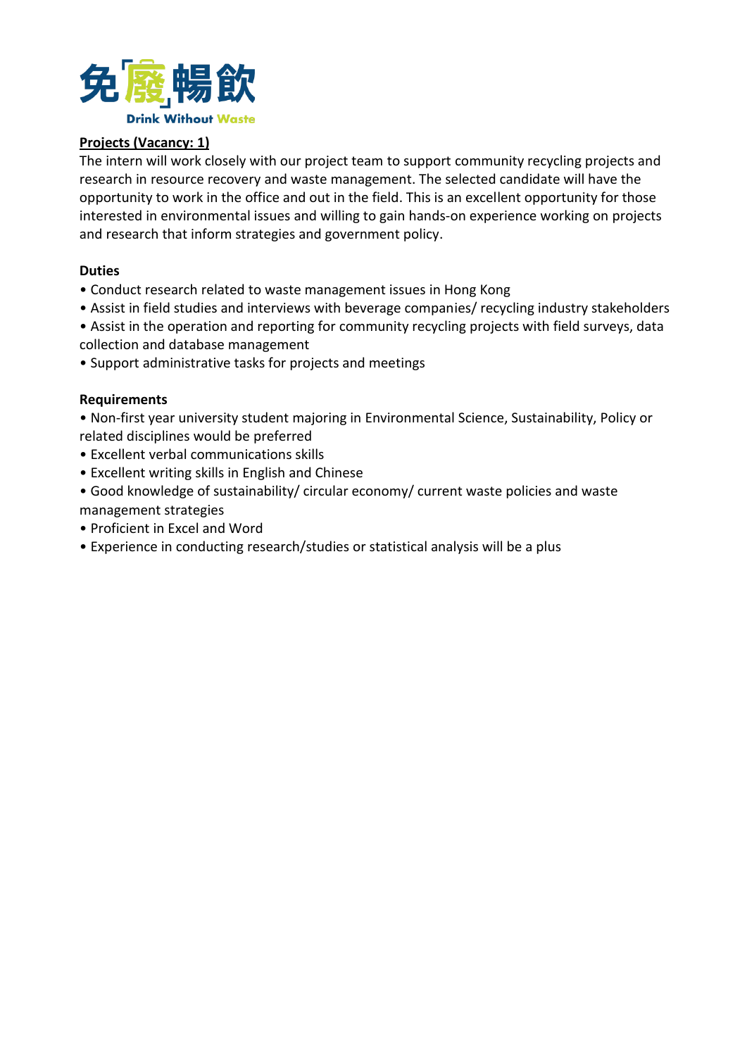免「廢」暢飲

Drink Without Waste

**Projects (Vacancy: 1)**

The intern will work closely with our project team to support community recycling projects and research in resource recovery and waste management. The selected candidate will have the opportunity to work in the office and out in the field. This is an excellent opportunity for those interested in environmental issues and willing to gain hands-on experience working on projects and research that inform strategies and government policy.

**Duties**

- Conduct research related to waste management issues in Hong Kong
- Assist in field studies and interviews with beverage companies/ recycling industry stakeholders
- Assist in the operation and reporting for community recycling projects with field surveys, data collection and database management
- Support administrative tasks for projects and meetings

**Requirements**

- Non-first year university student majoring in Environmental Science, Sustainability, Policy or related disciplines would be preferred
- Excellent verbal communications skills
- Excellent writing skills in English and Chinese
- Good knowledge of sustainability/ circular economy/ current waste policies and waste management strategies
- Proficient in Excel and Word
- Experience in conducting research/studies or statistical analysis will be a plus